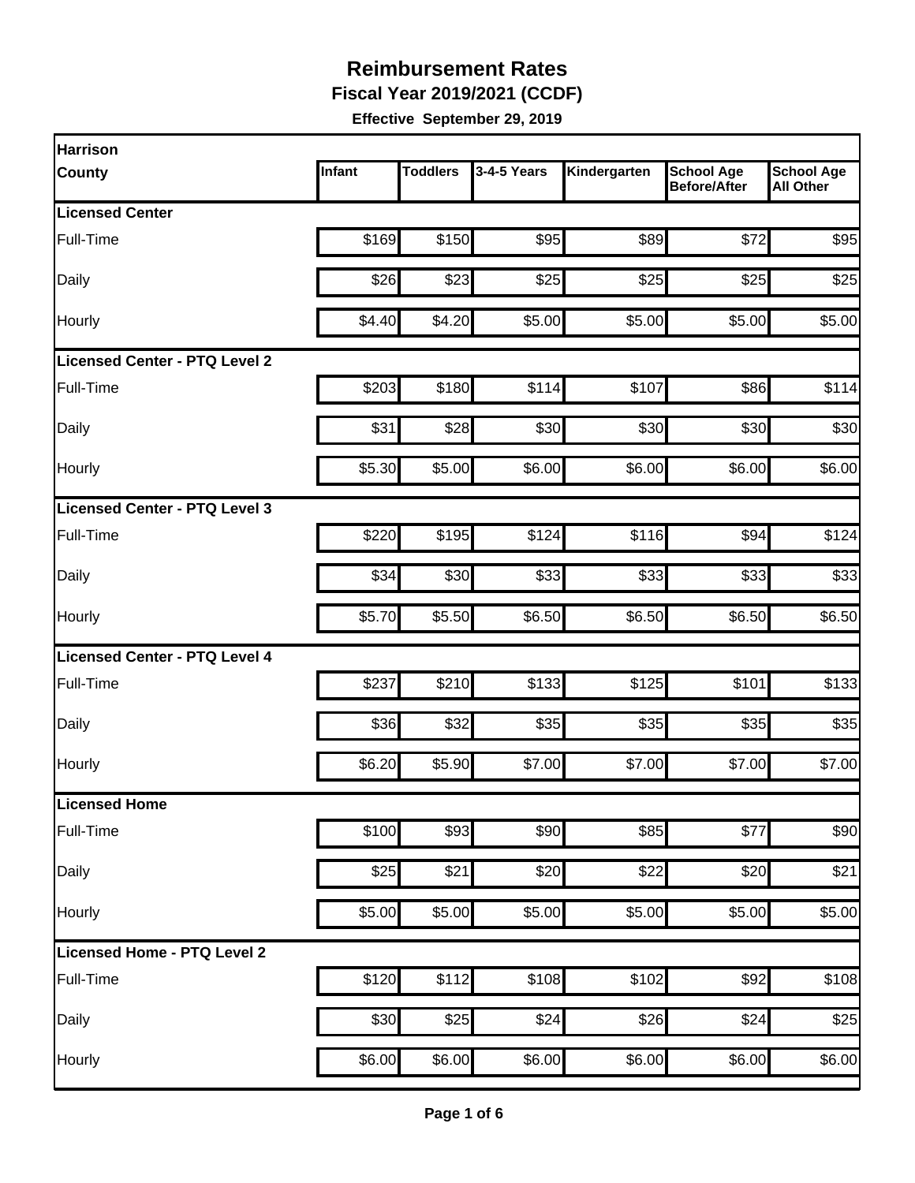# Reimbursement Rates

**Fiscal Year 2019/2021 (CCDF)**

**Effective September 29, 2019**

| Harrison County | Infant | Toddlers | 3-4-5 Years | Kindergarten | School Age Before/After | School Age All Other |
|---|---|---|---|---|---|---|
| **Licensed Center** | | | | | | |
| Full-Time | $169 | $150 | $95 | $89 | $72 | $95 |
| Daily | $26 | $23 | $25 | $25 | $25 | $25 |
| Hourly | $4.40 | $4.20 | $5.00 | $5.00 | $5.00 | $5.00 |
| **Licensed Center - PTQ Level 2** | | | | | | |
| Full-Time | $203 | $180 | $114 | $107 | $86 | $114 |
| Daily | $31 | $28 | $30 | $30 | $30 | $30 |
| Hourly | $5.30 | $5.00 | $6.00 | $6.00 | $6.00 | $6.00 |
| **Licensed Center - PTQ Level 3** | | | | | | |
| Full-Time | $220 | $195 | $124 | $116 | $94 | $124 |
| Daily | $34 | $30 | $33 | $33 | $33 | $33 |
| Hourly | $5.70 | $5.50 | $6.50 | $6.50 | $6.50 | $6.50 |
| **Licensed Center - PTQ Level 4** | | | | | | |
| Full-Time | $237 | $210 | $133 | $125 | $101 | $133 |
| Daily | $36 | $32 | $35 | $35 | $35 | $35 |
| Hourly | $6.20 | $5.90 | $7.00 | $7.00 | $7.00 | $7.00 |
| **Licensed Home** | | | | | | |
| Full-Time | $100 | $93 | $90 | $85 | $77 | $90 |
| Daily | $25 | $21 | $20 | $22 | $20 | $21 |
| Hourly | $5.00 | $5.00 | $5.00 | $5.00 | $5.00 | $5.00 |
| **Licensed Home - PTQ Level 2** | | | | | | |
| Full-Time | $120 | $112 | $108 | $102 | $92 | $108 |
| Daily | $30 | $25 | $24 | $26 | $24 | $25 |
| Hourly | $6.00 | $6.00 | $6.00 | $6.00 | $6.00 | $6.00 |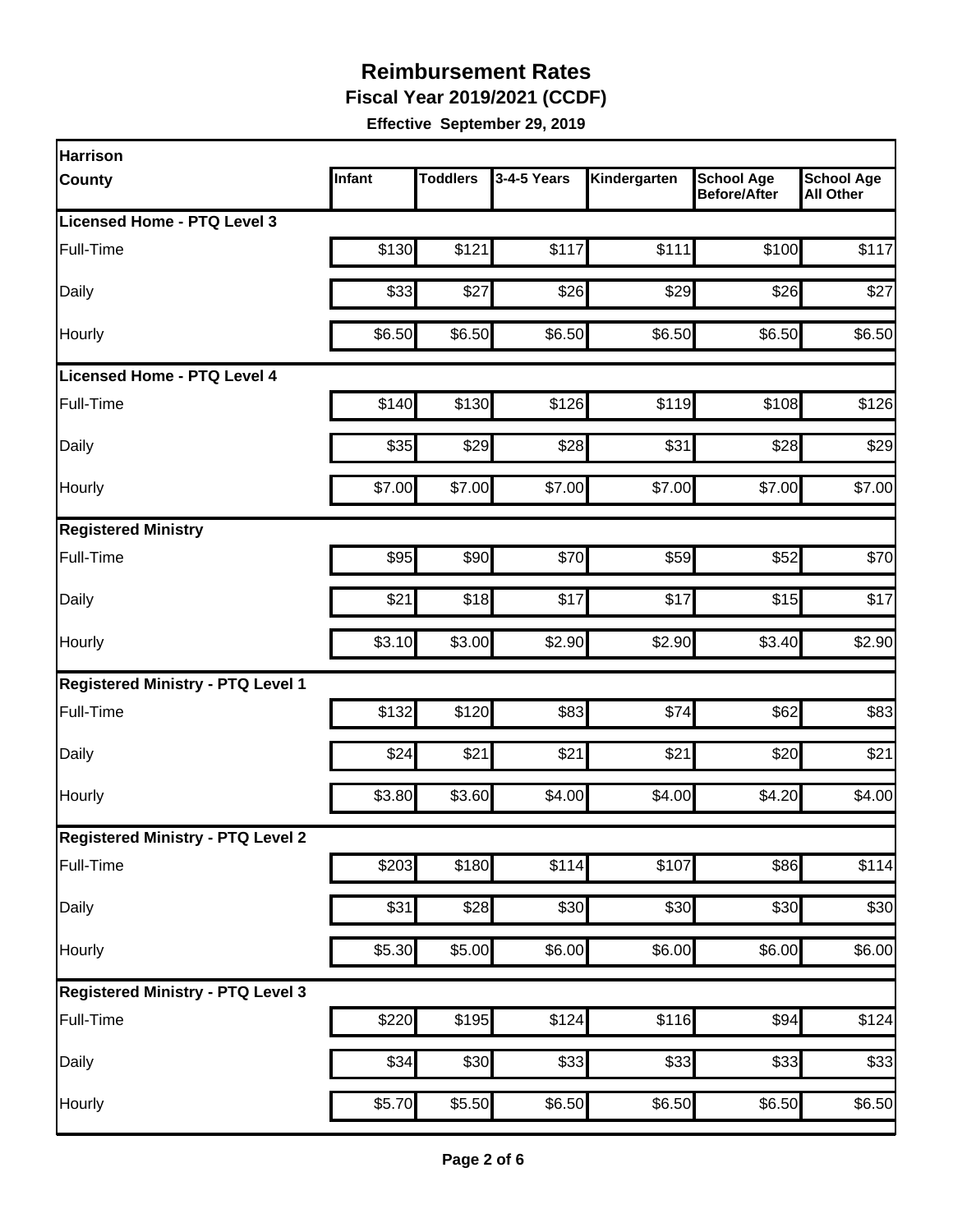# Reimbursement Rates

**Fiscal Year 2019/2021 (CCDF)**

**Effective September 29, 2019**

| Harrison County | Infant | Toddlers | 3-4-5 Years | Kindergarten | School Age Before/After | School Age All Other |
|---|---|---|---|---|---|---|
| **Licensed Home - PTQ Level 3** | | | | | | |
| Full-Time | $130 | $121 | $117 | $111 | $100 | $117 |
| Daily | $33 | $27 | $26 | $29 | $26 | $27 |
| Hourly | $6.50 | $6.50 | $6.50 | $6.50 | $6.50 | $6.50 |
| **Licensed Home - PTQ Level 4** | | | | | | |
| Full-Time | $140 | $130 | $126 | $119 | $108 | $126 |
| Daily | $35 | $29 | $28 | $31 | $28 | $29 |
| Hourly | $7.00 | $7.00 | $7.00 | $7.00 | $7.00 | $7.00 |
| **Registered Ministry** | | | | | | |
| Full-Time | $95 | $90 | $70 | $59 | $52 | $70 |
| Daily | $21 | $18 | $17 | $17 | $15 | $17 |
| Hourly | $3.10 | $3.00 | $2.90 | $2.90 | $3.40 | $2.90 |
| **Registered Ministry - PTQ Level 1** | | | | | | |
| Full-Time | $132 | $120 | $83 | $74 | $62 | $83 |
| Daily | $24 | $21 | $21 | $21 | $20 | $21 |
| Hourly | $3.80 | $3.60 | $4.00 | $4.00 | $4.20 | $4.00 |
| **Registered Ministry - PTQ Level 2** | | | | | | |
| Full-Time | $203 | $180 | $114 | $107 | $86 | $114 |
| Daily | $31 | $28 | $30 | $30 | $30 | $30 |
| Hourly | $5.30 | $5.00 | $6.00 | $6.00 | $6.00 | $6.00 |
| **Registered Ministry - PTQ Level 3** | | | | | | |
| Full-Time | $220 | $195 | $124 | $116 | $94 | $124 |
| Daily | $34 | $30 | $33 | $33 | $33 | $33 |
| Hourly | $5.70 | $5.50 | $6.50 | $6.50 | $6.50 | $6.50 |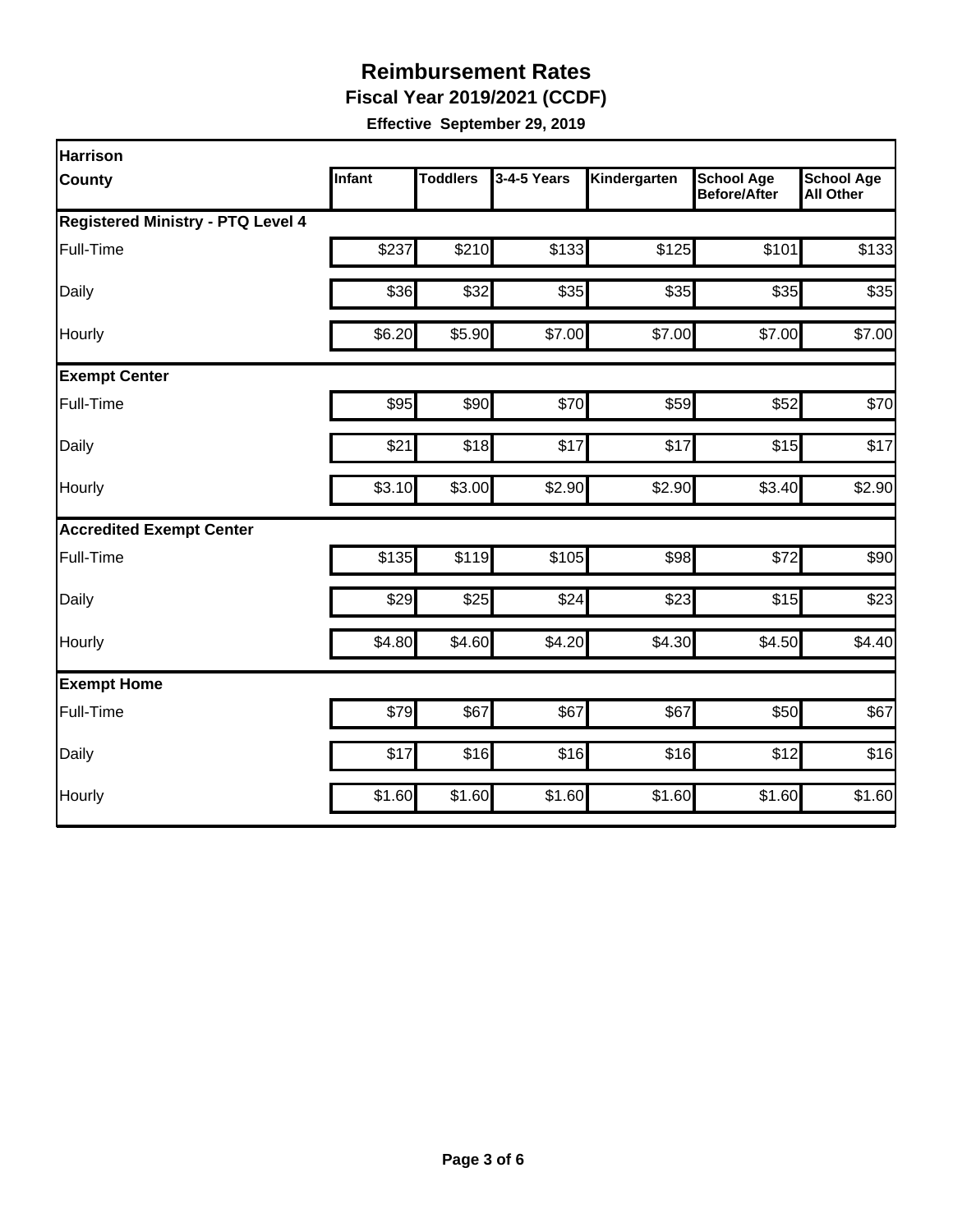# Reimbursement Rates

**Fiscal Year 2019/2021 (CCDF)**

**Effective September 29, 2019**

| Harrison County | Infant | Toddlers | 3-4-5 Years | Kindergarten | School Age Before/After | School Age All Other |
|---|---|---|---|---|---|---|
| **Registered Ministry - PTQ Level 4** | | | | | | |
| Full-Time | $237 | $210 | $133 | $125 | $101 | $133 |
| Daily | $36 | $32 | $35 | $35 | $35 | $35 |
| Hourly | $6.20 | $5.90 | $7.00 | $7.00 | $7.00 | $7.00 |
| **Exempt Center** | | | | | | |
| Full-Time | $95 | $90 | $70 | $59 | $52 | $70 |
| Daily | $21 | $18 | $17 | $17 | $15 | $17 |
| Hourly | $3.10 | $3.00 | $2.90 | $2.90 | $3.40 | $2.90 |
| **Accredited Exempt Center** | | | | | | |
| Full-Time | $135 | $119 | $105 | $98 | $72 | $90 |
| Daily | $29 | $25 | $24 | $23 | $15 | $23 |
| Hourly | $4.80 | $4.60 | $4.20 | $4.30 | $4.50 | $4.40 |
| **Exempt Home** | | | | | | |
| Full-Time | $79 | $67 | $67 | $67 | $50 | $67 |
| Daily | $17 | $16 | $16 | $16 | $12 | $16 |
| Hourly | $1.60 | $1.60 | $1.60 | $1.60 | $1.60 | $1.60 |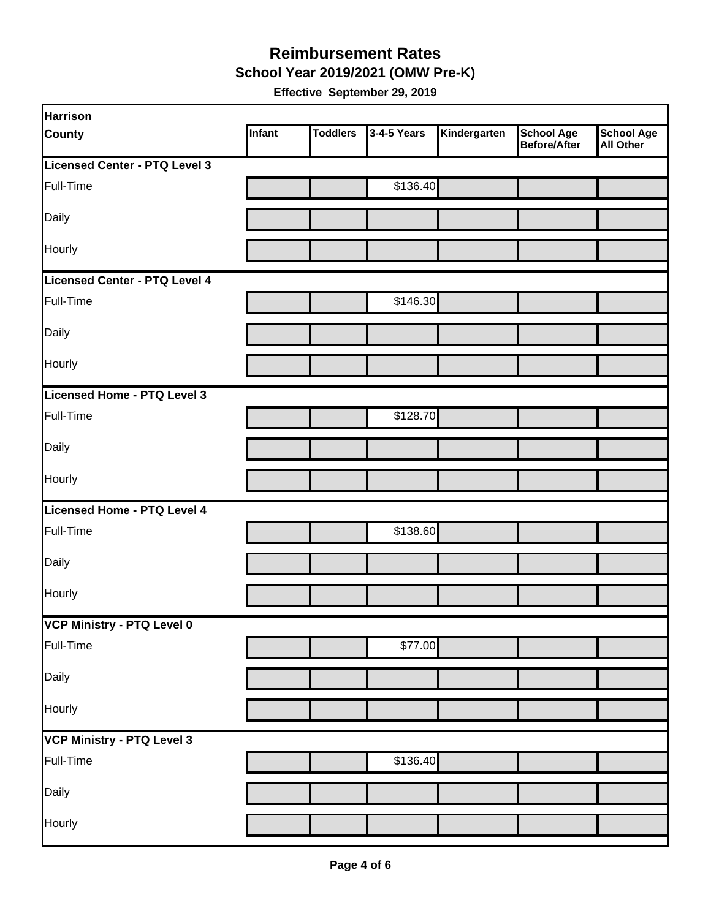# Reimbursement Rates

## School Year 2019/2021 (OMW Pre-K)

**Effective September 29, 2019**

| Harrison County | Infant | Toddlers | 3-4-5 Years | Kindergarten | School Age Before/After | School Age All Other |
|---|---|---|---|---|---|---|
| **Licensed Center - PTQ Level 3** | | | | | | |
| Full-Time | | | $136.40 | | | |
| Daily | | | | | | |
| Hourly | | | | | | |
| **Licensed Center - PTQ Level 4** | | | | | | |
| Full-Time | | | $146.30 | | | |
| Daily | | | | | | |
| Hourly | | | | | | |
| **Licensed Home - PTQ Level 3** | | | | | | |
| Full-Time | | | $128.70 | | | |
| Daily | | | | | | |
| Hourly | | | | | | |
| **Licensed Home - PTQ Level 4** | | | | | | |
| Full-Time | | | $138.60 | | | |
| Daily | | | | | | |
| Hourly | | | | | | |
| **VCP Ministry - PTQ Level 0** | | | | | | |
| Full-Time | | | $77.00 | | | |
| Daily | | | | | | |
| Hourly | | | | | | |
| **VCP Ministry - PTQ Level 3** | | | | | | |
| Full-Time | | | $136.40 | | | |
| Daily | | | | | | |
| Hourly | | | | | | |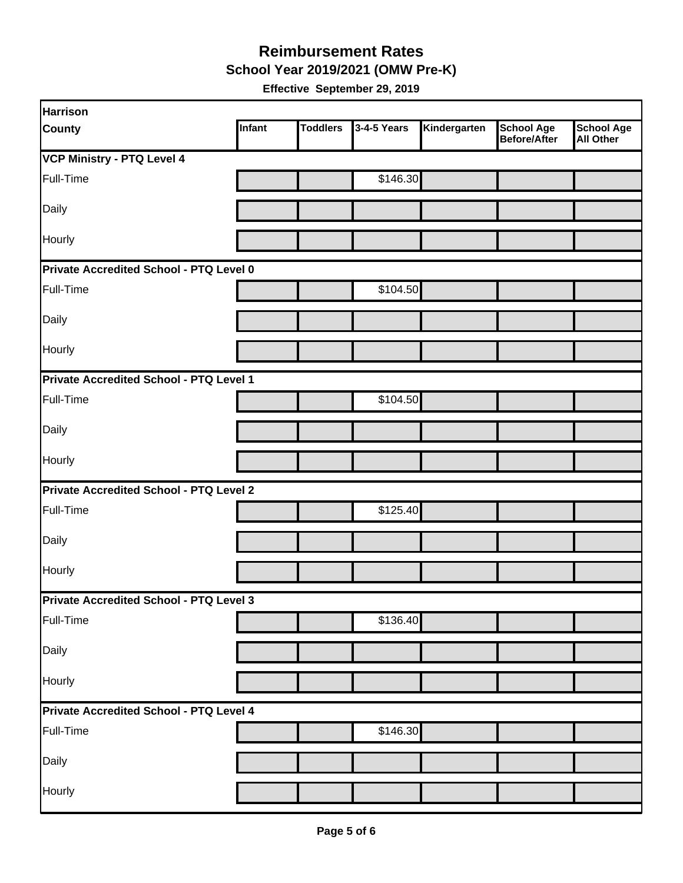# Reimbursement Rates

## School Year 2019/2021 (OMW Pre-K)

**Effective September 29, 2019**

| Harrison County | Infant | Toddlers | 3-4-5 Years | Kindergarten | School Age Before/After | School Age All Other |
|---|---|---|---|---|---|---|
| **VCP Ministry - PTQ Level 4** | | | | | | |
| Full-Time | | | $146.30 | | | |
| Daily | | | | | | |
| Hourly | | | | | | |
| **Private Accredited School - PTQ Level 0** | | | | | | |
| Full-Time | | | $104.50 | | | |
| Daily | | | | | | |
| Hourly | | | | | | |
| **Private Accredited School - PTQ Level 1** | | | | | | |
| Full-Time | | | $104.50 | | | |
| Daily | | | | | | |
| Hourly | | | | | | |
| **Private Accredited School - PTQ Level 2** | | | | | | |
| Full-Time | | | $125.40 | | | |
| Daily | | | | | | |
| Hourly | | | | | | |
| **Private Accredited School - PTQ Level 3** | | | | | | |
| Full-Time | | | $136.40 | | | |
| Daily | | | | | | |
| Hourly | | | | | | |
| **Private Accredited School - PTQ Level 4** | | | | | | |
| Full-Time | | | $146.30 | | | |
| Daily | | | | | | |
| Hourly | | | | | | |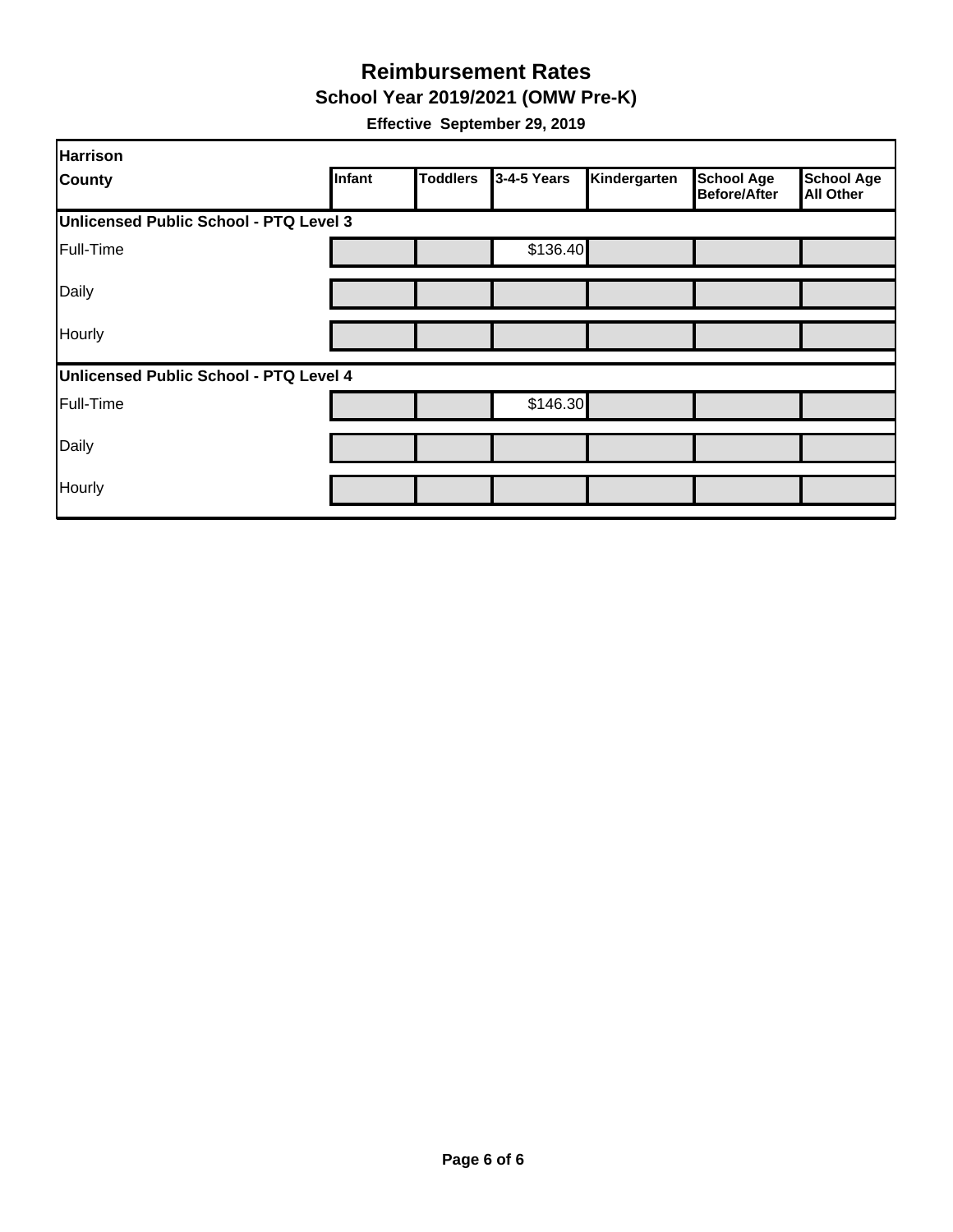# Reimbursement Rates

## School Year 2019/2021 (OMW Pre-K)

**Effective September 29, 2019**

| Harrison County | Infant | Toddlers | 3-4-5 Years | Kindergarten | School Age Before/After | School Age All Other |
|---|---|---|---|---|---|---|
| **Unlicensed Public School - PTQ Level 3** | | | | | | |
| Full-Time | | | $136.40 | | | |
| Daily | | | | | | |
| Hourly | | | | | | |
| **Unlicensed Public School - PTQ Level 4** | | | | | | |
| Full-Time | | | $146.30 | | | |
| Daily | | | | | | |
| Hourly | | | | | | |